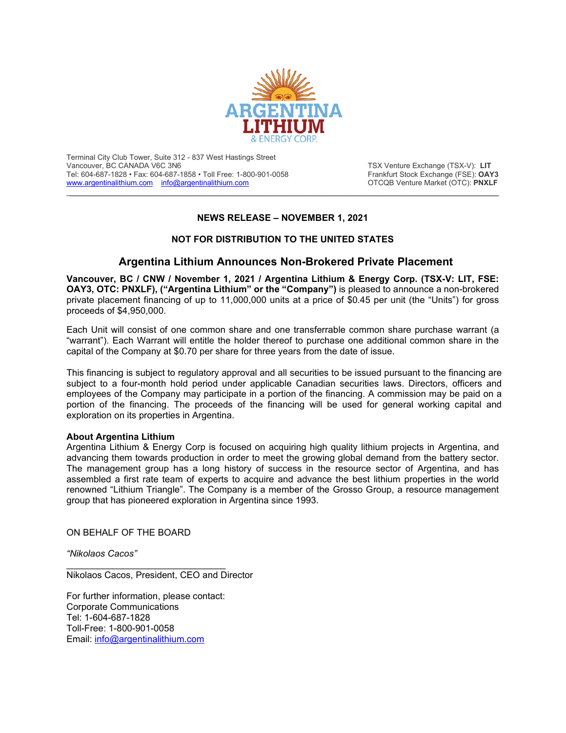Terminal City Club Tower, Suite 312 - 837 West Hastings Street
Vancouver, BC CANADA V6C 3N6
Tel: 604-687-1828 • Fax: 604-687-1858 • Toll Free: 1-800-901-0058
www.argentinalithium.com info@argentinalithium.com

TSX Venture Exchange (TSX-V): **LIT**
Frankfurt Stock Exchange (FSE): **OAY3**
OTCQB Venture Market (OTC): **PNXLF**

---

**NEWS RELEASE – NOVEMBER 1, 2021**

**NOT FOR DISTRIBUTION TO THE UNITED STATES**

## Argentina Lithium Announces Non-Brokered Private Placement

**Vancouver, BC / CNW / November 1, 2021 / Argentina Lithium & Energy Corp. (TSX-V: LIT, FSE: OAY3, OTC: PNXLF), ("Argentina Lithium" or the "Company")** is pleased to announce a non-brokered private placement financing of up to 11,000,000 units at a price of $0.45 per unit (the "Units") for gross proceeds of $4,950,000.

Each Unit will consist of one common share and one transferrable common share purchase warrant (a "warrant"). Each Warrant will entitle the holder thereof to purchase one additional common share in the capital of the Company at $0.70 per share for three years from the date of issue.

This financing is subject to regulatory approval and all securities to be issued pursuant to the financing are subject to a four-month hold period under applicable Canadian securities laws. Directors, officers and employees of the Company may participate in a portion of the financing. A commission may be paid on a portion of the financing. The proceeds of the financing will be used for general working capital and exploration on its properties in Argentina.

**About Argentina Lithium**
Argentina Lithium & Energy Corp is focused on acquiring high quality lithium projects in Argentina, and advancing them towards production in order to meet the growing global demand from the battery sector. The management group has a long history of success in the resource sector of Argentina, and has assembled a first rate team of experts to acquire and advance the best lithium properties in the world renowned "Lithium Triangle". The Company is a member of the Grosso Group, a resource management group that has pioneered exploration in Argentina since 1993.

ON BEHALF OF THE BOARD

*"Nikolaos Cacos"*

______________________________
Nikolaos Cacos, President, CEO and Director

For further information, please contact:
Corporate Communications
Tel: 1-604-687-1828
Toll-Free: 1-800-901-0058
Email: info@argentinalithium.com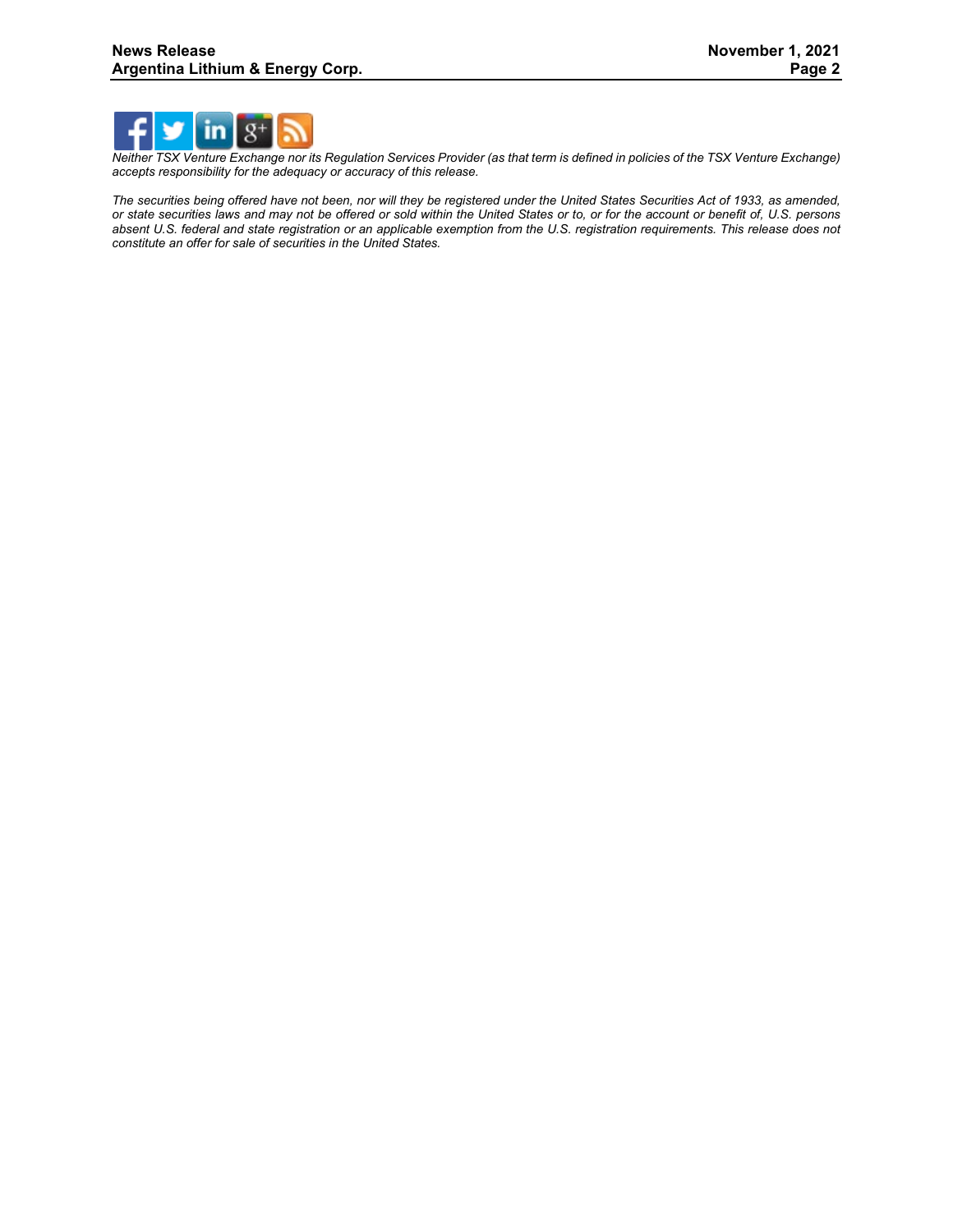*Neither TSX Venture Exchange nor its Regulation Services Provider (as that term is defined in policies of the TSX Venture Exchange) accepts responsibility for the adequacy or accuracy of this release.*

*The securities being offered have not been, nor will they be registered under the United States Securities Act of 1933, as amended, or state securities laws and may not be offered or sold within the United States or to, or for the account or benefit of, U.S. persons absent U.S. federal and state registration or an applicable exemption from the U.S. registration requirements. This release does not constitute an offer for sale of securities in the United States.*